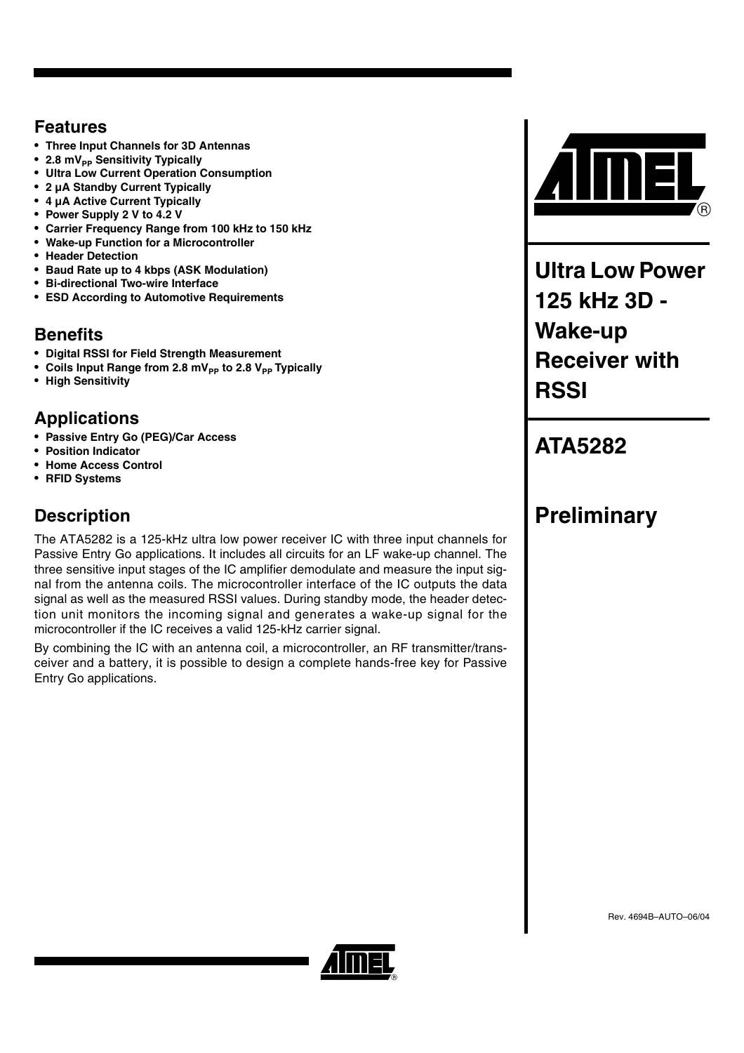# Ultra Low Power 125 kHz 3D - Wake-up Receiver with RSSI

# ATA5282

# Preliminary

## Features

- **Three Input Channels for 3D Antennas**
- **2.8 $mV_{PP}$ Sensitivity Typically**
- **Ultra Low Current Operation Consumption**
- **2 µA Standby Current Typically**
- **4 µA Active Current Typically**
- **Power Supply 2 V to 4.2 V**
- **Carrier Frequency Range from 100 kHz to 150 kHz**
- **Wake-up Function for a Microcontroller**
- **Header Detection**
- **Baud Rate up to 4 kbps (ASK Modulation)**
- **Bi-directional Two-wire Interface**
- **ESD According to Automotive Requirements**

## Benefits

- **Digital RSSI for Field Strength Measurement**
- **Coils Input Range from 2.8 $mV_{PP}$ to 2.8 $V_{PP}$ Typically**
- **High Sensitivity**

## Applications

- **Passive Entry Go (PEG)/Car Access**
- **Position Indicator**
- **Home Access Control**
- **RFID Systems**

## Description

The ATA5282 is a 125-kHz ultra low power receiver IC with three input channels for Passive Entry Go applications. It includes all circuits for an LF wake-up channel. The three sensitive input stages of the IC amplifier demodulate and measure the input signal from the antenna coils. The microcontroller interface of the IC outputs the data signal as well as the measured RSSI values. During standby mode, the header detection unit monitors the incoming signal and generates a wake-up signal for the microcontroller if the IC receives a valid 125-kHz carrier signal.

By combining the IC with an antenna coil, a microcontroller, an RF transmitter/transceiver and a battery, it is possible to design a complete hands-free key for Passive Entry Go applications.

Rev. 4694B–AUTO–06/04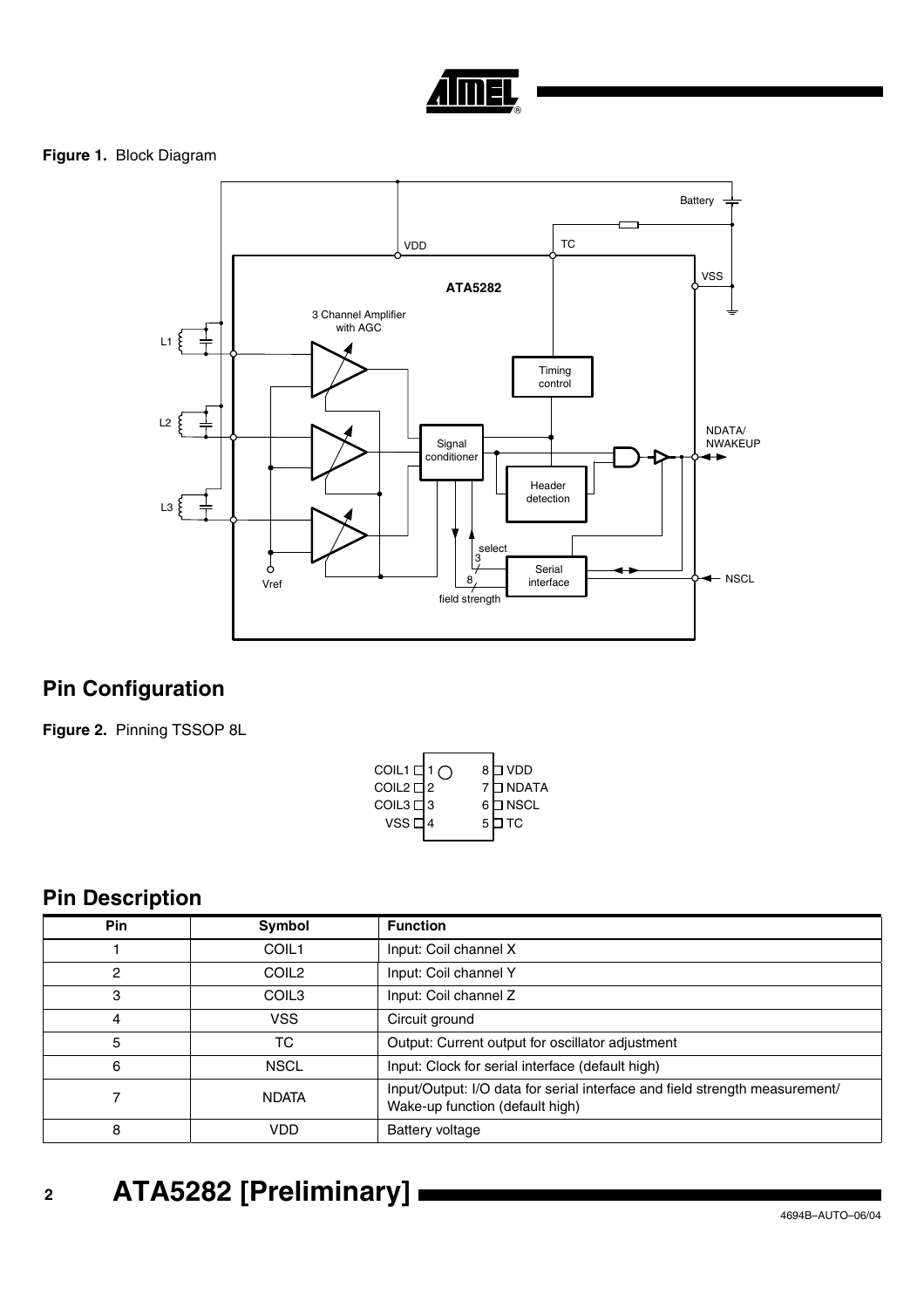**Figure 1.** Block Diagram

## Pin Configuration

**Figure 2.** Pinning TSSOP 8L

## Pin Description

| Pin | Symbol | Function |
|---|---|---|
| 1 | COIL1 | Input: Coil channel X |
| 2 | COIL2 | Input: Coil channel Y |
| 3 | COIL3 | Input: Coil channel Z |
| 4 | VSS | Circuit ground |
| 5 | TC | Output: Current output for oscillator adjustment |
| 6 | NSCL | Input: Clock for serial interface (default high) |
| 7 | NDATA | Input/Output: I/O data for serial interface and field strength measurement/ Wake-up function (default high) |
| 8 | VDD | Battery voltage |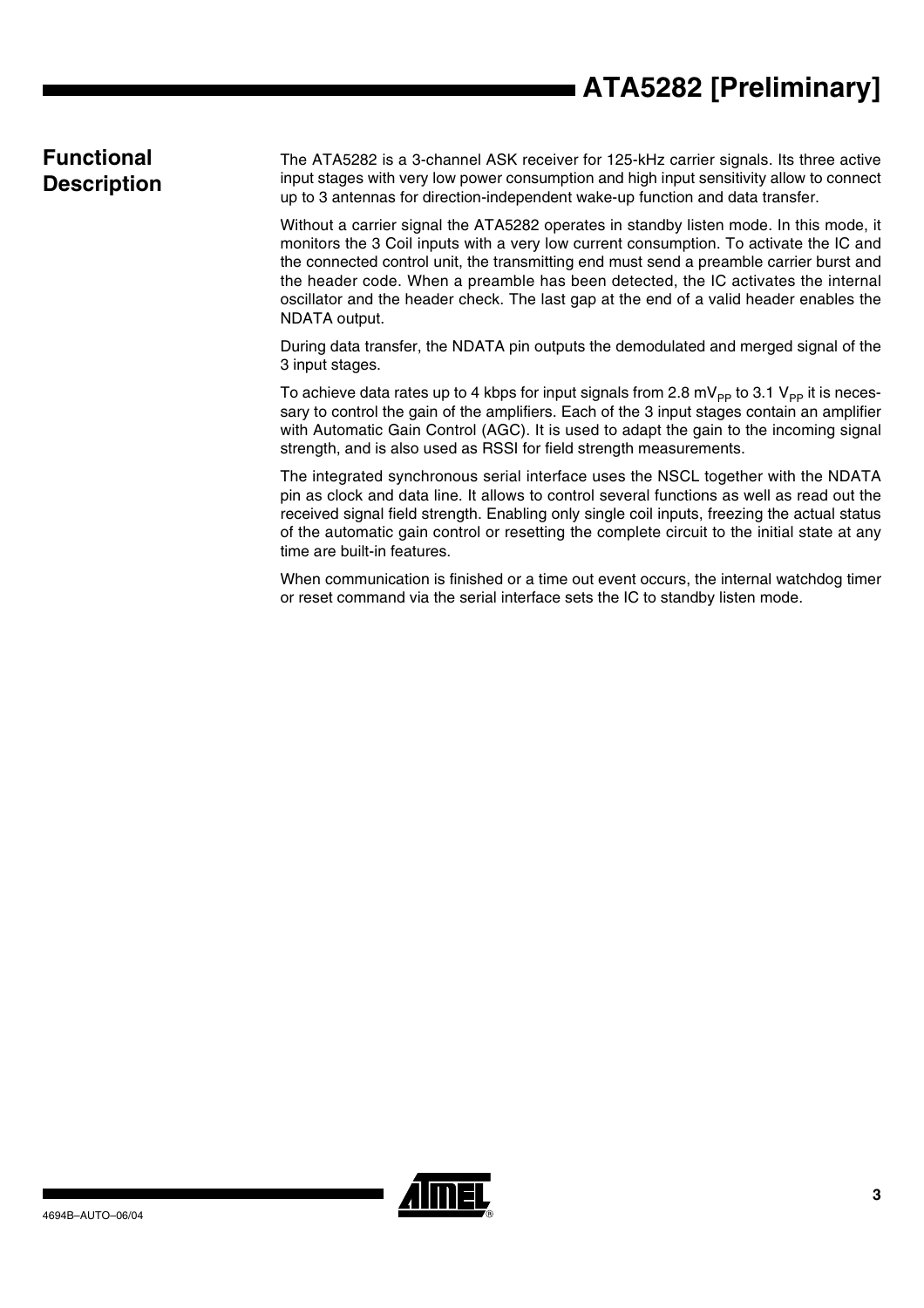## Functional Description

The ATA5282 is a 3-channel ASK receiver for 125-kHz carrier signals. Its three active input stages with very low power consumption and high input sensitivity allow to connect up to 3 antennas for direction-independent wake-up function and data transfer.

Without a carrier signal the ATA5282 operates in standby listen mode. In this mode, it monitors the 3 Coil inputs with a very low current consumption. To activate the IC and the connected control unit, the transmitting end must send a preamble carrier burst and the header code. When a preamble has been detected, the IC activates the internal oscillator and the header check. The last gap at the end of a valid header enables the NDATA output.

During data transfer, the NDATA pin outputs the demodulated and merged signal of the 3 input stages.

To achieve data rates up to 4 kbps for input signals from 2.8 $mV_{PP}$ to 3.1 $V_{PP}$ it is necessary to control the gain of the amplifiers. Each of the 3 input stages contain an amplifier with Automatic Gain Control (AGC). It is used to adapt the gain to the incoming signal strength, and is also used as RSSI for field strength measurements.

The integrated synchronous serial interface uses the NSCL together with the NDATA pin as clock and data line. It allows to control several functions as well as read out the received signal field strength. Enabling only single coil inputs, freezing the actual status of the automatic gain control or resetting the complete circuit to the initial state at any time are built-in features.

When communication is finished or a time out event occurs, the internal watchdog timer or reset command via the serial interface sets the IC to standby listen mode.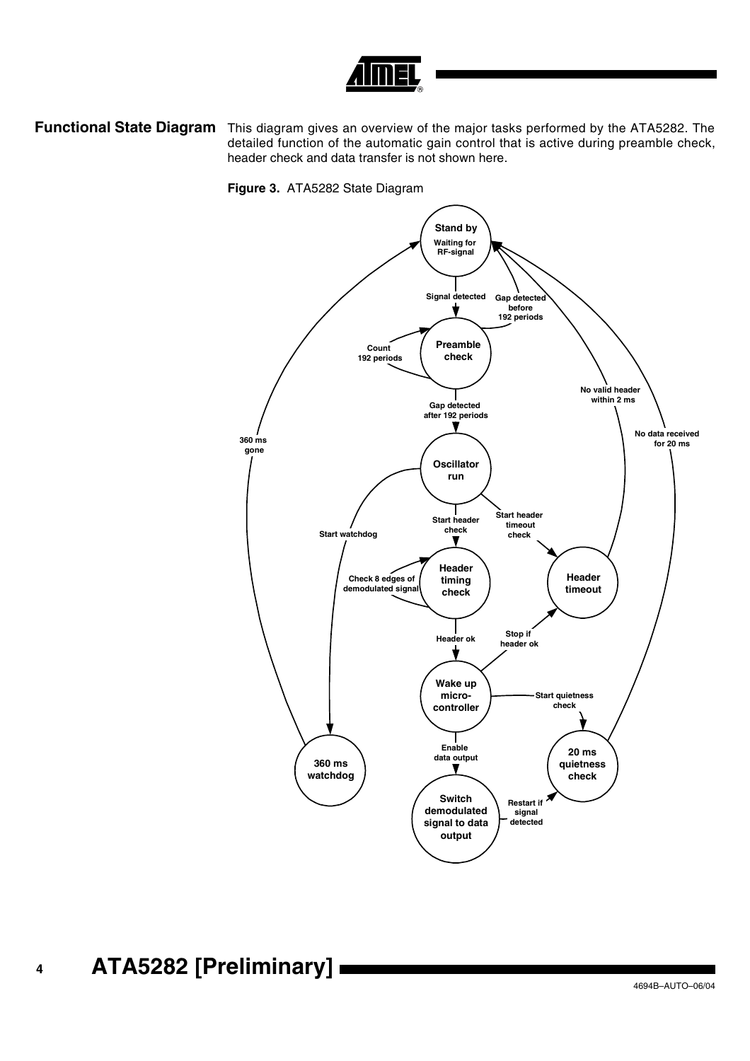## Functional State Diagram

This diagram gives an overview of the major tasks performed by the ATA5282. The detailed function of the automatic gain control that is active during preamble check, header check and data transfer is not shown here.

**Figure 3.** ATA5282 State Diagram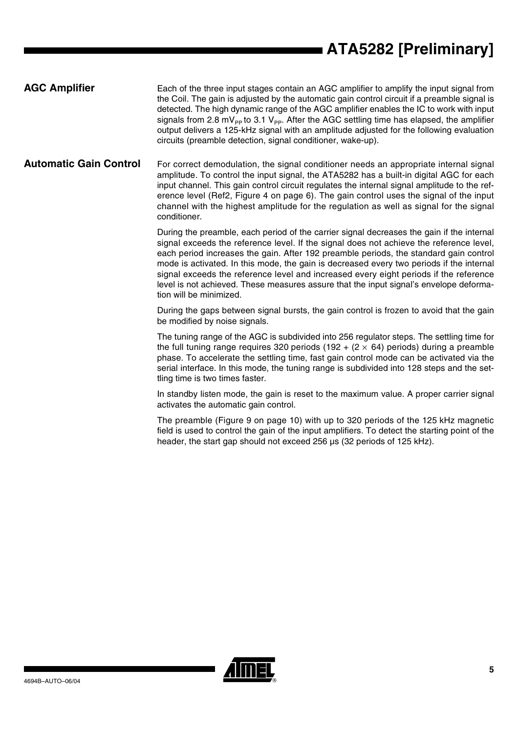## AGC Amplifier

Each of the three input stages contain an AGC amplifier to amplify the input signal from the Coil. The gain is adjusted by the automatic gain control circuit if a preamble signal is detected. The high dynamic range of the AGC amplifier enables the IC to work with input signals from 2.8 $mV_{PP}$ to 3.1 $V_{PP}$. After the AGC settling time has elapsed, the amplifier output delivers a 125-kHz signal with an amplitude adjusted for the following evaluation circuits (preamble detection, signal conditioner, wake-up).

## Automatic Gain Control

For correct demodulation, the signal conditioner needs an appropriate internal signal amplitude. To control the input signal, the ATA5282 has a built-in digital AGC for each input channel. This gain control circuit regulates the internal signal amplitude to the reference level (Ref2, Figure 4 on page 6). The gain control uses the signal of the input channel with the highest amplitude for the regulation as well as signal for the signal conditioner.

During the preamble, each period of the carrier signal decreases the gain if the internal signal exceeds the reference level. If the signal does not achieve the reference level, each period increases the gain. After 192 preamble periods, the standard gain control mode is activated. In this mode, the gain is decreased every two periods if the internal signal exceeds the reference level and increased every eight periods if the reference level is not achieved. These measures assure that the input signal's envelope deformation will be minimized.

During the gaps between signal bursts, the gain control is frozen to avoid that the gain be modified by noise signals.

The tuning range of the AGC is subdivided into 256 regulator steps. The settling time for the full tuning range requires 320 periods ($192 + (2 \times 64)$ periods) during a preamble phase. To accelerate the settling time, fast gain control mode can be activated via the serial interface. In this mode, the tuning range is subdivided into 128 steps and the settling time is two times faster.

In standby listen mode, the gain is reset to the maximum value. A proper carrier signal activates the automatic gain control.

The preamble (Figure 9 on page 10) with up to 320 periods of the 125 kHz magnetic field is used to control the gain of the input amplifiers. To detect the starting point of the header, the start gap should not exceed 256 µs (32 periods of 125 kHz).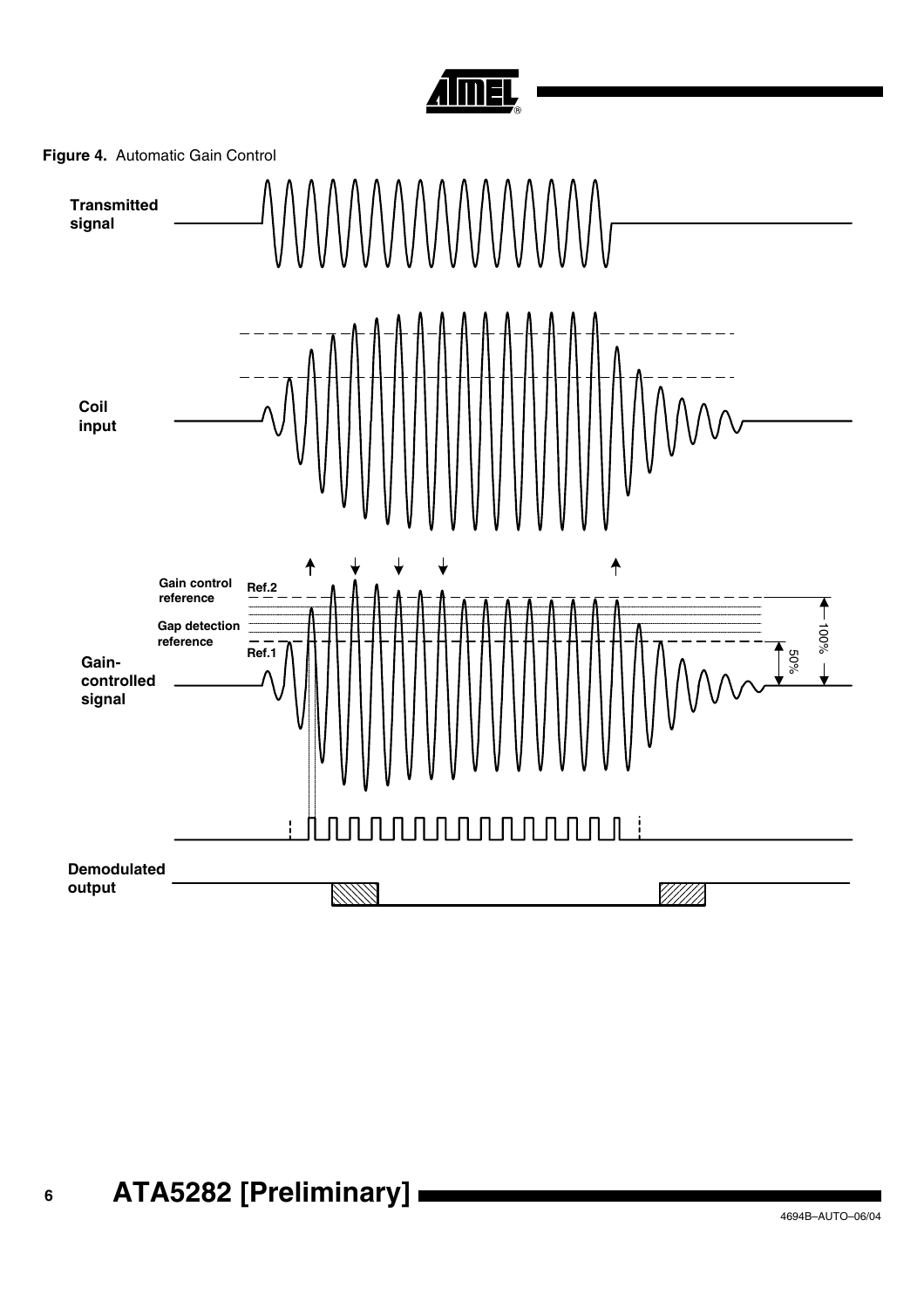**Figure 4.** Automatic Gain Control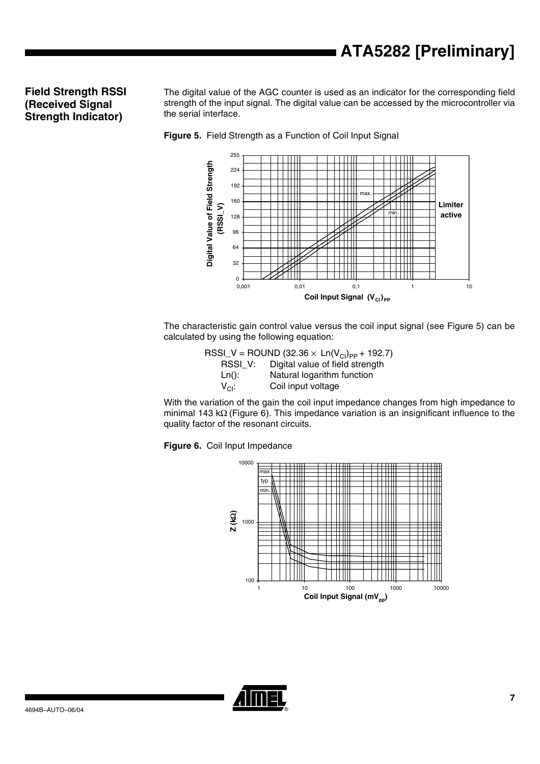## Field Strength RSSI (Received Signal Strength Indicator)

The digital value of the AGC counter is used as an indicator for the corresponding field strength of the input signal. The digital value can be accessed by the microcontroller via the serial interface.

**Figure 5.** Field Strength as a Function of Coil Input Signal

The characteristic gain control value versus the coil input signal (see Figure 5) can be calculated by using the following equation:

$$RSSI\_V = ROUND\ (32.36 \times Ln(V_{CI})_{PP} + 192.7)$$

| | |
|---|---|
| RSSI_V: | Digital value of field strength |
| Ln(): | Natural logarithm function |
| $V_{CI}$: | Coil input voltage |

With the variation of the gain the coil input impedance changes from high impedance to minimal 143 kΩ (Figure 6). This impedance variation is an insignificant influence to the quality factor of the resonant circuits.

**Figure 6.** Coil Input Impedance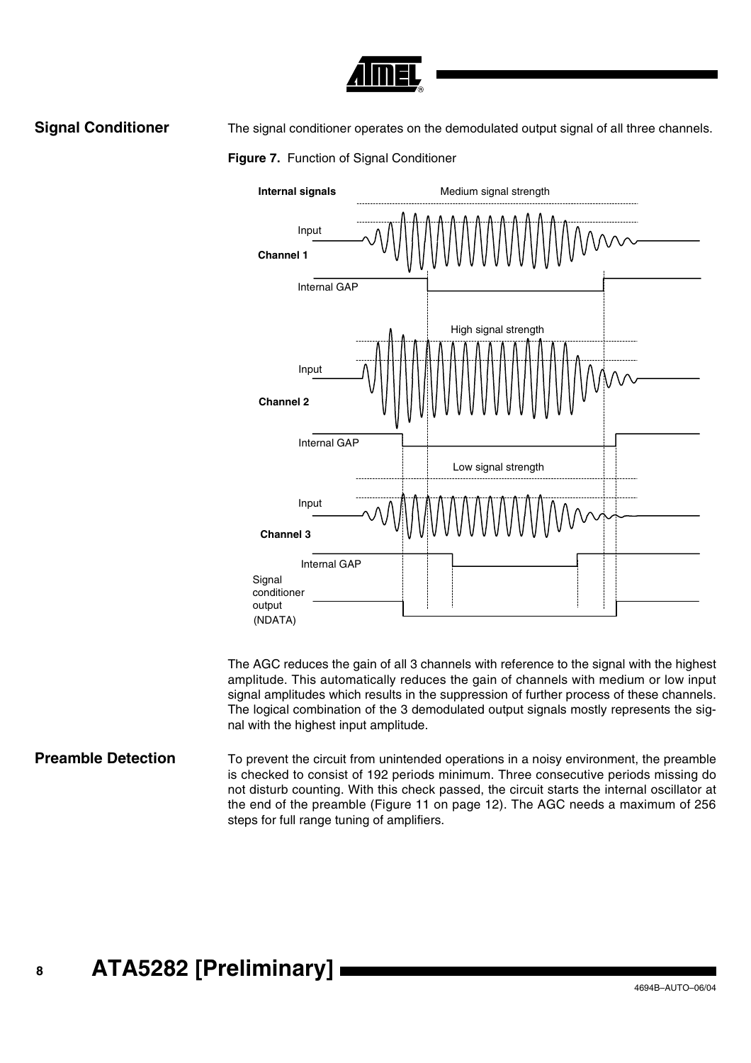## Signal Conditioner

The signal conditioner operates on the demodulated output signal of all three channels.

**Figure 7.** Function of Signal Conditioner

The AGC reduces the gain of all 3 channels with reference to the signal with the highest amplitude. This automatically reduces the gain of channels with medium or low input signal amplitudes which results in the suppression of further process of these channels. The logical combination of the 3 demodulated output signals mostly represents the signal with the highest input amplitude.

## Preamble Detection

To prevent the circuit from unintended operations in a noisy environment, the preamble is checked to consist of 192 periods minimum. Three consecutive periods missing do not disturb counting. With this check passed, the circuit starts the internal oscillator at the end of the preamble (Figure 11 on page 12). The AGC needs a maximum of 256 steps for full range tuning of amplifiers.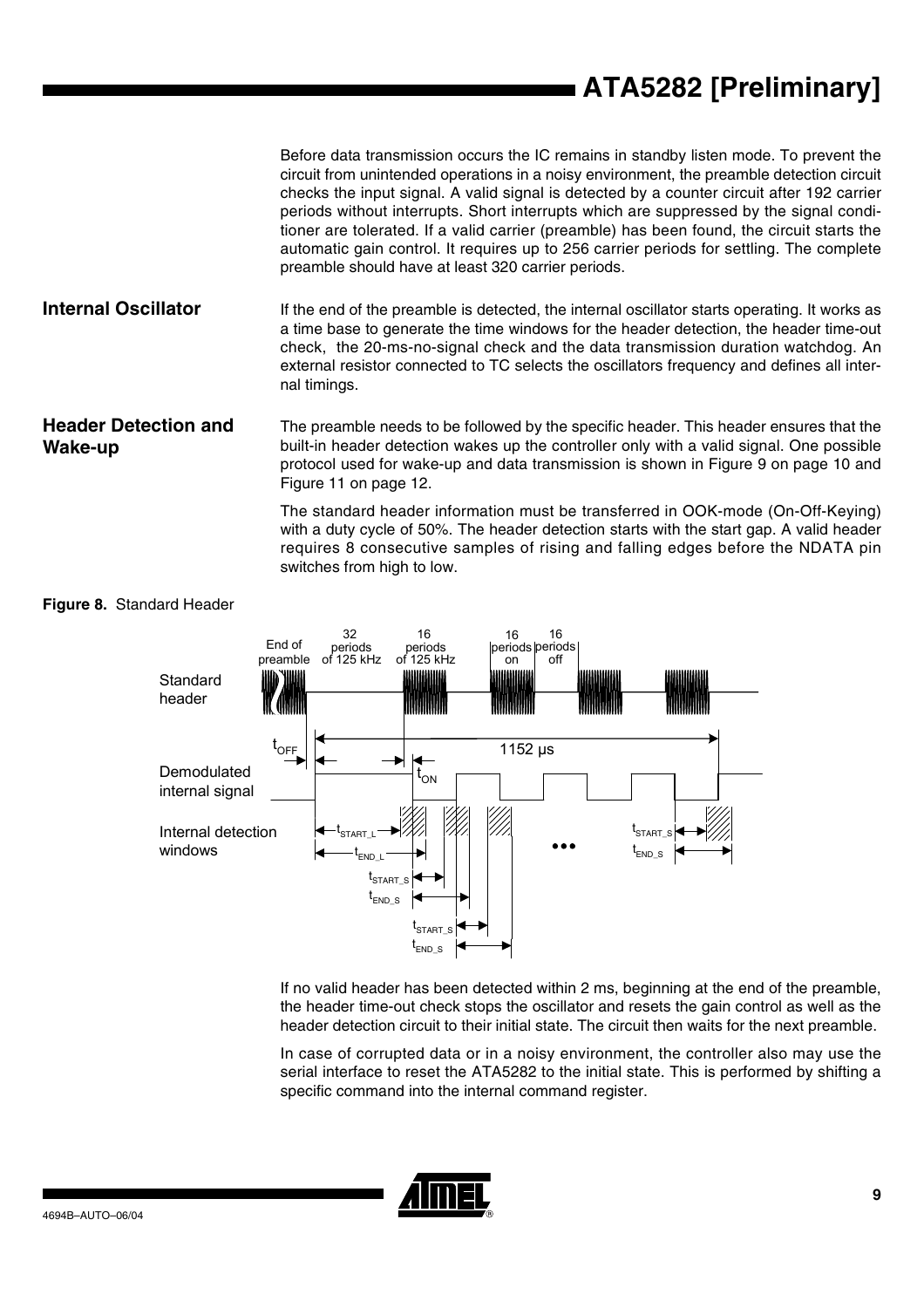Before data transmission occurs the IC remains in standby listen mode. To prevent the circuit from unintended operations in a noisy environment, the preamble detection circuit checks the input signal. A valid signal is detected by a counter circuit after 192 carrier periods without interrupts. Short interrupts which are suppressed by the signal conditioner are tolerated. If a valid carrier (preamble) has been found, the circuit starts the automatic gain control. It requires up to 256 carrier periods for settling. The complete preamble should have at least 320 carrier periods.

## Internal Oscillator

If the end of the preamble is detected, the internal oscillator starts operating. It works as a time base to generate the time windows for the header detection, the header time-out check, the 20-ms-no-signal check and the data transmission duration watchdog. An external resistor connected to TC selects the oscillators frequency and defines all internal timings.

## Header Detection and Wake-up

The preamble needs to be followed by the specific header. This header ensures that the built-in header detection wakes up the controller only with a valid signal. One possible protocol used for wake-up and data transmission is shown in Figure 9 on page 10 and Figure 11 on page 12.

The standard header information must be transferred in OOK-mode (On-Off-Keying) with a duty cycle of 50%. The header detection starts with the start gap. A valid header requires 8 consecutive samples of rising and falling edges before the NDATA pin switches from high to low.

**Figure 8.** Standard Header

If no valid header has been detected within 2 ms, beginning at the end of the preamble, the header time-out check stops the oscillator and resets the gain control as well as the header detection circuit to their initial state. The circuit then waits for the next preamble.

In case of corrupted data or in a noisy environment, the controller also may use the serial interface to reset the ATA5282 to the initial state. This is performed by shifting a specific command into the internal command register.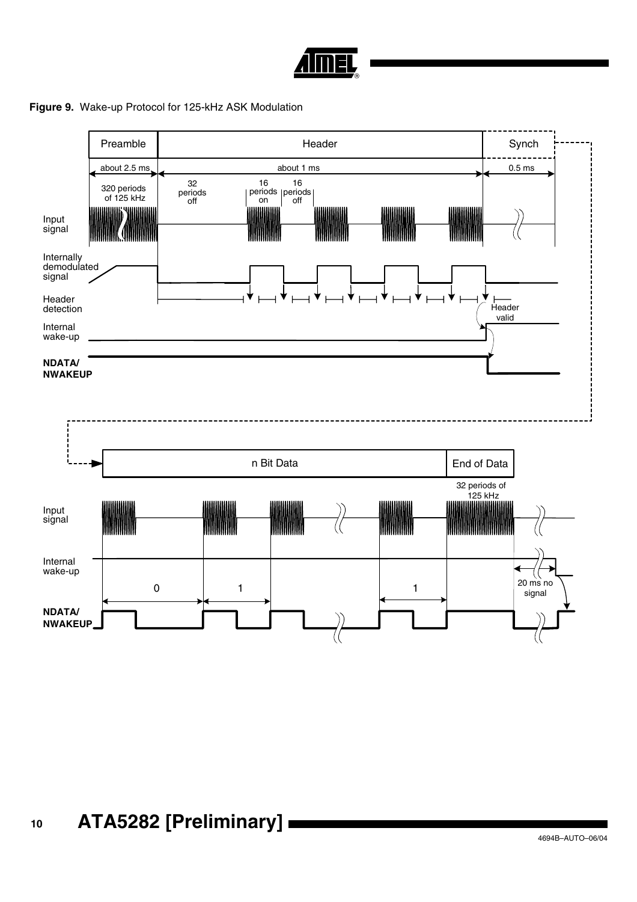**Figure 9.** Wake-up Protocol for 125-kHz ASK Modulation

Preamble | Header | Synch

about 2.5 ms | about 1 ms | 0.5 ms

320 periods of 125 kHz

32 periods off

16 periods on

16 periods off

Input signal

Internally demodulated signal

Header detection

Header valid

Internal wake-up

**NDATA/ NWAKEUP**

n Bit Data | End of Data

32 periods of 125 kHz

Input signal

Internal wake-up

0 | 1 | 1

20 ms no signal

**NDATA/ NWAKEUP**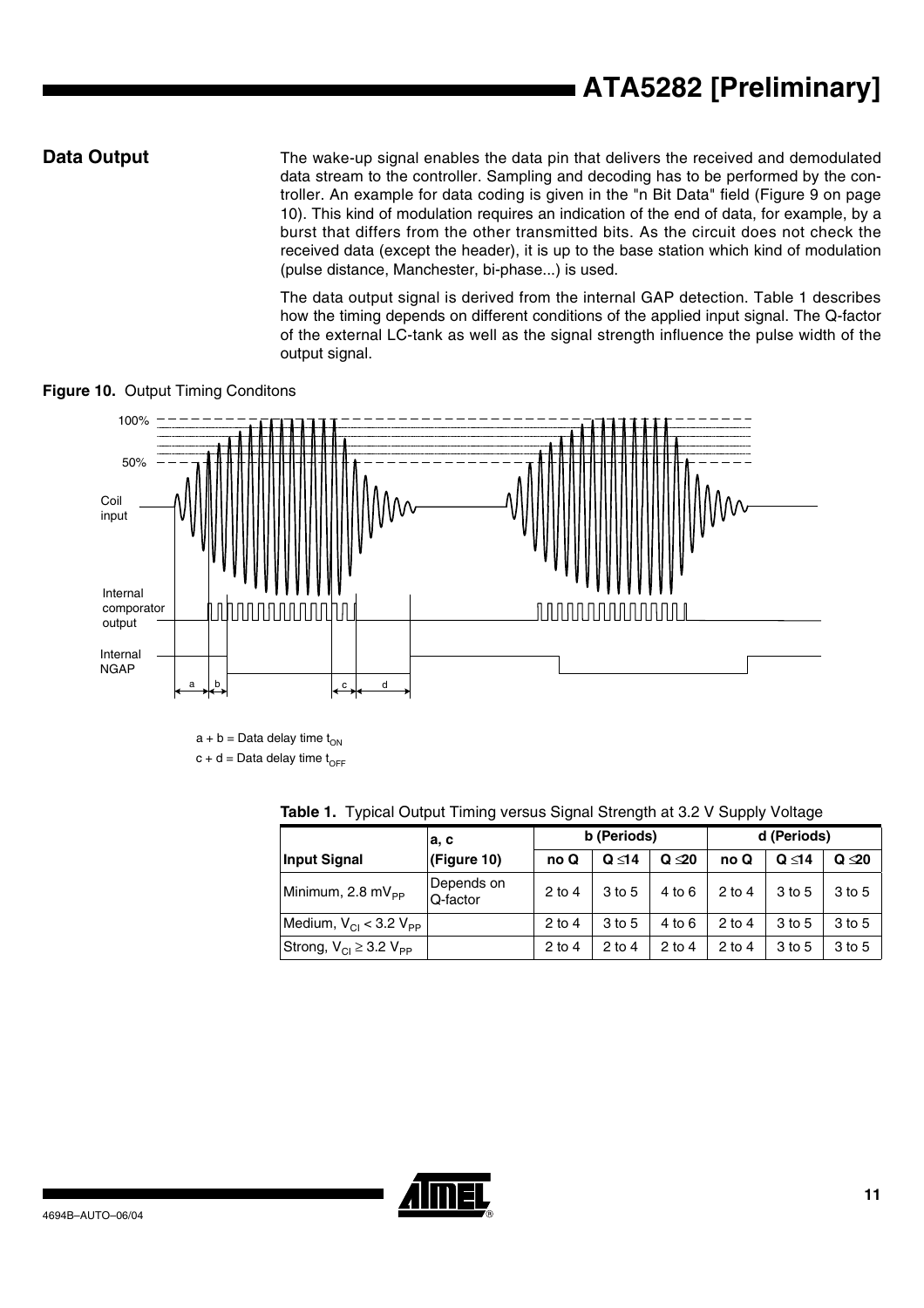## Data Output

The wake-up signal enables the data pin that delivers the received and demodulated data stream to the controller. Sampling and decoding has to be performed by the controller. An example for data coding is given in the "n Bit Data" field (Figure 9 on page 10). This kind of modulation requires an indication of the end of data, for example, by a burst that differs from the other transmitted bits. As the circuit does not check the received data (except the header), it is up to the base station which kind of modulation (pulse distance, Manchester, bi-phase...) is used.

The data output signal is derived from the internal GAP detection. Table 1 describes how the timing depends on different conditions of the applied input signal. The Q-factor of the external LC-tank as well as the signal strength influence the pulse width of the output signal.

**Figure 10.** Output Timing Conditons

a + b = Data delay time $t_{ON}$

c + d = Data delay time $t_{OFF}$

**Table 1.** Typical Output Timing versus Signal Strength at 3.2 V Supply Voltage

| | a, c | b (Periods) | | | d (Periods) | | |
|---|---|---|---|---|---|---|---|
| **Input Signal** | **(Figure 10)** | **no Q** | **Q ≤14** | **Q ≤20** | **no Q** | **Q ≤14** | **Q ≤20** |
| Minimum, 2.8 $mV_{PP}$ | Depends on Q-factor | 2 to 4 | 3 to 5 | 4 to 6 | 2 to 4 | 3 to 5 | 3 to 5 |
| Medium, $V_{CI} < 3.2\ V_{PP}$ | | 2 to 4 | 3 to 5 | 4 to 6 | 2 to 4 | 3 to 5 | 3 to 5 |
| Strong, $V_{CI} \geq 3.2\ V_{PP}$ | | 2 to 4 | 2 to 4 | 2 to 4 | 2 to 4 | 3 to 5 | 3 to 5 |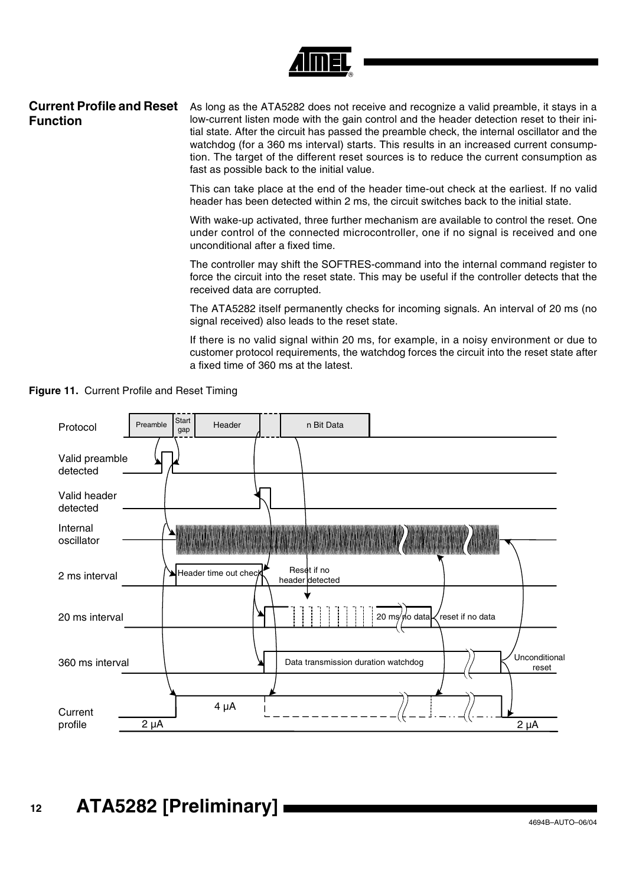## Current Profile and Reset Function

As long as the ATA5282 does not receive and recognize a valid preamble, it stays in a low-current listen mode with the gain control and the header detection reset to their initial state. After the circuit has passed the preamble check, the internal oscillator and the watchdog (for a 360 ms interval) starts. This results in an increased current consumption. The target of the different reset sources is to reduce the current consumption as fast as possible back to the initial value.

This can take place at the end of the header time-out check at the earliest. If no valid header has been detected within 2 ms, the circuit switches back to the initial state.

With wake-up activated, three further mechanism are available to control the reset. One under control of the connected microcontroller, one if no signal is received and one unconditional after a fixed time.

The controller may shift the SOFTRES-command into the internal command register to force the circuit into the reset state. This may be useful if the controller detects that the received data are corrupted.

The ATA5282 itself permanently checks for incoming signals. An interval of 20 ms (no signal received) also leads to the reset state.

If there is no valid signal within 20 ms, for example, in a noisy environment or due to customer protocol requirements, the watchdog forces the circuit into the reset state after a fixed time of 360 ms at the latest.

**Figure 11.** Current Profile and Reset Timing

Protocol: Preamble | Start gap | Header | n Bit Data

Valid preamble detected

Valid header detected

Internal oscillator

2 ms interval: Header time out check — Reset if no header detected

20 ms interval: 20 ms no data — reset if no data

360 ms interval: Data transmission duration watchdog — Unconditional reset

Current profile: 2 µA — 4 µA — 2 µA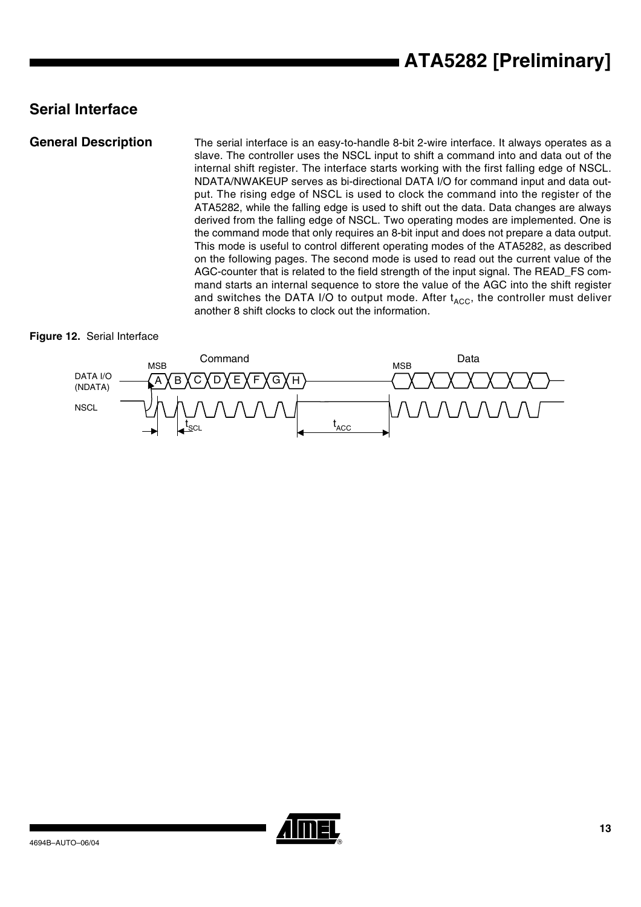## Serial Interface

### General Description

The serial interface is an easy-to-handle 8-bit 2-wire interface. It always operates as a slave. The controller uses the NSCL input to shift a command into and data out of the internal shift register. The interface starts working with the first falling edge of NSCL. NDATA/NWAKEUP serves as bi-directional DATA I/O for command input and data output. The rising edge of NSCL is used to clock the command into the register of the ATA5282, while the falling edge is used to shift out the data. Data changes are always derived from the falling edge of NSCL. Two operating modes are implemented. One is the command mode that only requires an 8-bit input and does not prepare a data output. This mode is useful to control different operating modes of the ATA5282, as described on the following pages. The second mode is used to read out the current value of the AGC-counter that is related to the field strength of the input signal. The READ_FS command starts an internal sequence to store the value of the AGC into the shift register and switches the DATA I/O to output mode. After $t_{ACC}$, the controller must deliver another 8 shift clocks to clock out the information.

**Figure 12.** Serial Interface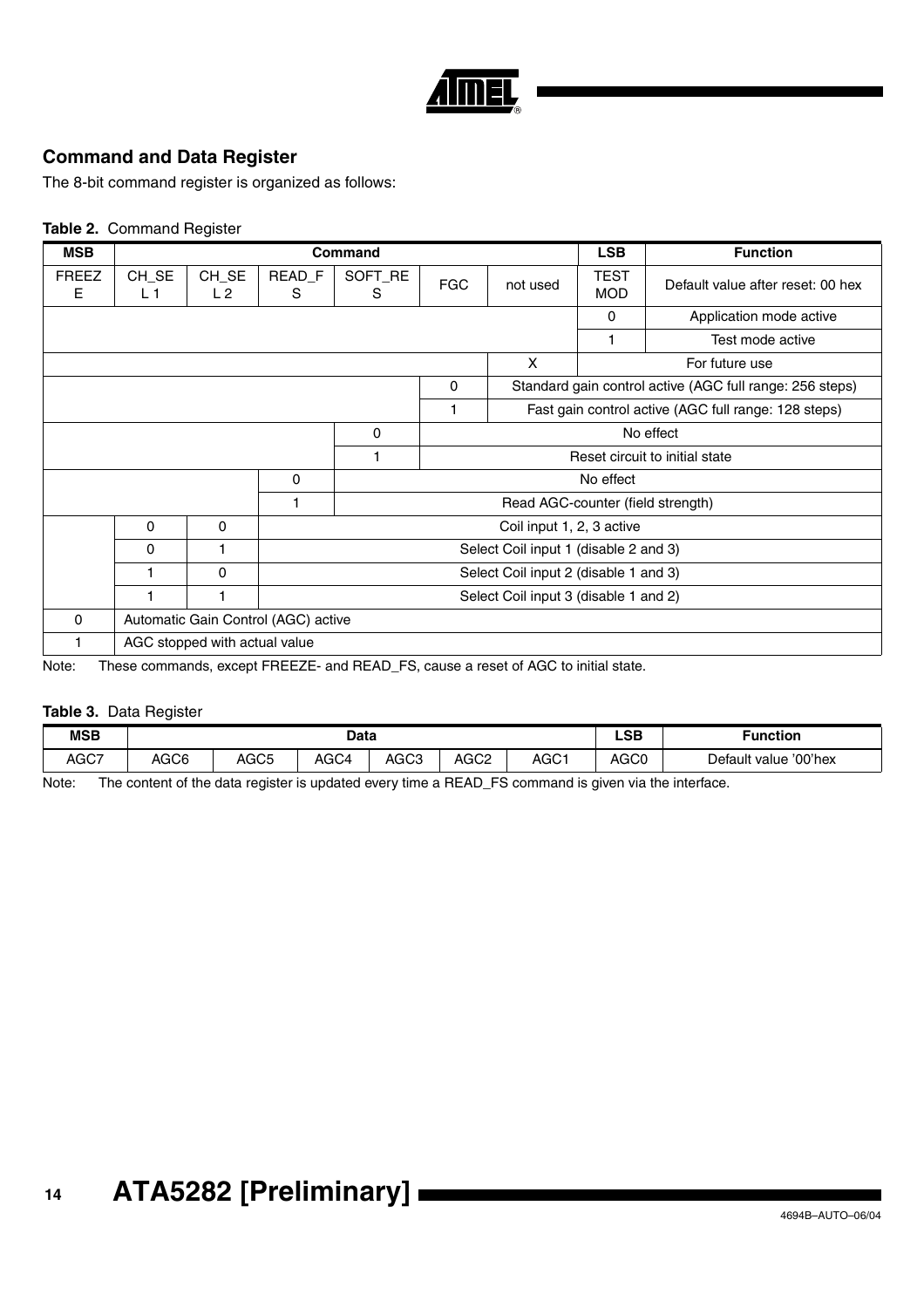## Command and Data Register

The 8-bit command register is organized as follows:

**Table 2.** Command Register

| MSB | Command | | | | | | LSB | Function |
|---|---|---|---|---|---|---|---|---|
| FREEZE | CH_SEL 1 | CH_SEL 2 | READ_FS | SOFT_RES | FGC | not used | TEST MOD | Default value after reset: 00 hex |
| | | | | | | | 0 | Application mode active |
| | | | | | | | 1 | Test mode active |
| | | | | | | X | For future use | |
| | | | | | 0 | Standard gain control active (AGC full range: 256 steps) | | |
| | | | | | 1 | Fast gain control active (AGC full range: 128 steps) | | |
| | | | | 0 | No effect | | | |
| | | | | 1 | Reset circuit to initial state | | | |
| | | | 0 | No effect | | | | |
| | | | 1 | Read AGC-counter (field strength) | | | | |
| | 0 | 0 | Coil input 1, 2, 3 active | | | | | |
| | 0 | 1 | Select Coil input 1 (disable 2 and 3) | | | | | |
| | 1 | 0 | Select Coil input 2 (disable 1 and 3) | | | | | |
| | 1 | 1 | Select Coil input 3 (disable 1 and 2) | | | | | |
| 0 | Automatic Gain Control (AGC) active | | | | | | | |
| 1 | AGC stopped with actual value | | | | | | | |

Note: These commands, except FREEZE- and READ_FS, cause a reset of AGC to initial state.

**Table 3.** Data Register

| MSB | Data | | | | | | LSB | Function |
|---|---|---|---|---|---|---|---|---|
| AGC7 | AGC6 | AGC5 | AGC4 | AGC3 | AGC2 | AGC1 | AGC0 | Default value '00'hex |

Note: The content of the data register is updated every time a READ_FS command is given via the interface.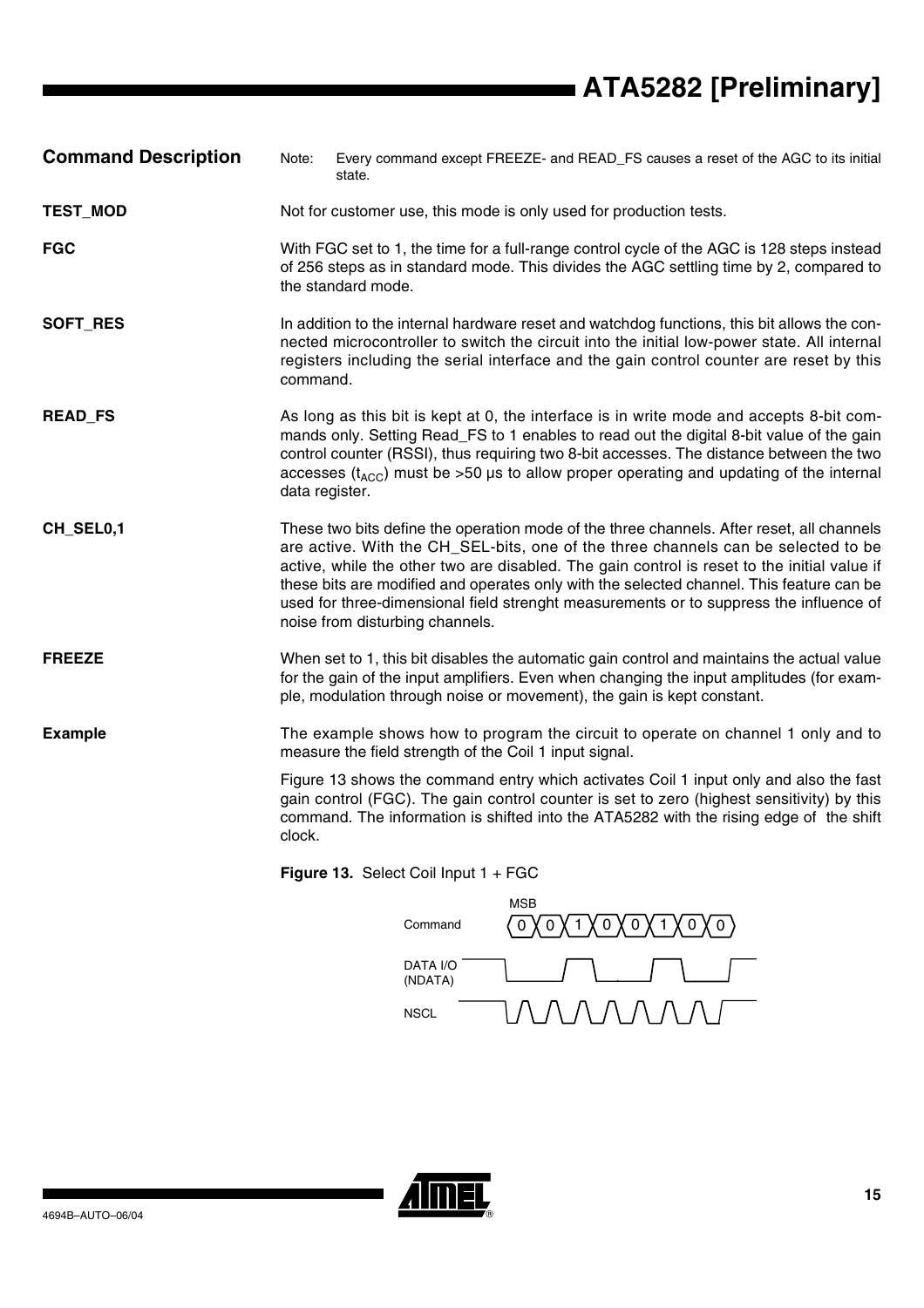## Command Description

Note: Every command except FREEZE- and READ_FS causes a reset of the AGC to its initial state.

### TEST_MOD

Not for customer use, this mode is only used for production tests.

### FGC

With FGC set to 1, the time for a full-range control cycle of the AGC is 128 steps instead of 256 steps as in standard mode. This divides the AGC settling time by 2, compared to the standard mode.

### SOFT_RES

In addition to the internal hardware reset and watchdog functions, this bit allows the connected microcontroller to switch the circuit into the initial low-power state. All internal registers including the serial interface and the gain control counter are reset by this command.

### READ_FS

As long as this bit is kept at 0, the interface is in write mode and accepts 8-bit commands only. Setting Read_FS to 1 enables to read out the digital 8-bit value of the gain control counter (RSSI), thus requiring two 8-bit accesses. The distance between the two accesses ($t_{ACC}$) must be >50 µs to allow proper operating and updating of the internal data register.

### CH_SEL0,1

These two bits define the operation mode of the three channels. After reset, all channels are active. With the CH_SEL-bits, one of the three channels can be selected to be active, while the other two are disabled. The gain control is reset to the initial value if these bits are modified and operates only with the selected channel. This feature can be used for three-dimensional field strenght measurements or to suppress the influence of noise from disturbing channels.

### FREEZE

When set to 1, this bit disables the automatic gain control and maintains the actual value for the gain of the input amplifiers. Even when changing the input amplitudes (for example, modulation through noise or movement), the gain is kept constant.

### Example

The example shows how to program the circuit to operate on channel 1 only and to measure the field strength of the Coil 1 input signal.

Figure 13 shows the command entry which activates Coil 1 input only and also the fast gain control (FGC). The gain control counter is set to zero (highest sensitivity) by this command. The information is shifted into the ATA5282 with the rising edge of the shift clock.

**Figure 13.** Select Coil Input 1 + FGC

Command (MSB first): 0 0 1 0 0 1 0 0

Signals: DATA I/O (NDATA), NSCL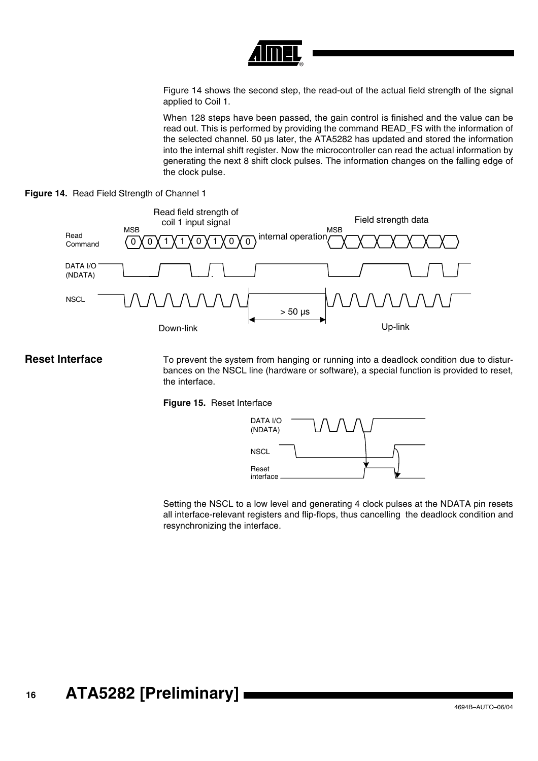Figure 14 shows the second step, the read-out of the actual field strength of the signal applied to Coil 1.

When 128 steps have been passed, the gain control is finished and the value can be read out. This is performed by providing the command READ_FS with the information of the selected channel. 50 µs later, the ATA5282 has updated and stored the information into the internal shift register. Now the microcontroller can read the actual information by generating the next 8 shift clock pulses. The information changes on the falling edge of the clock pulse.

**Figure 14.** Read Field Strength of Channel 1

## Reset Interface

To prevent the system from hanging or running into a deadlock condition due to disturbances on the NSCL line (hardware or software), a special function is provided to reset, the interface.

**Figure 15.** Reset Interface

Setting the NSCL to a low level and generating 4 clock pulses at the NDATA pin resets all interface-relevant registers and flip-flops, thus cancelling the deadlock condition and resynchronizing the interface.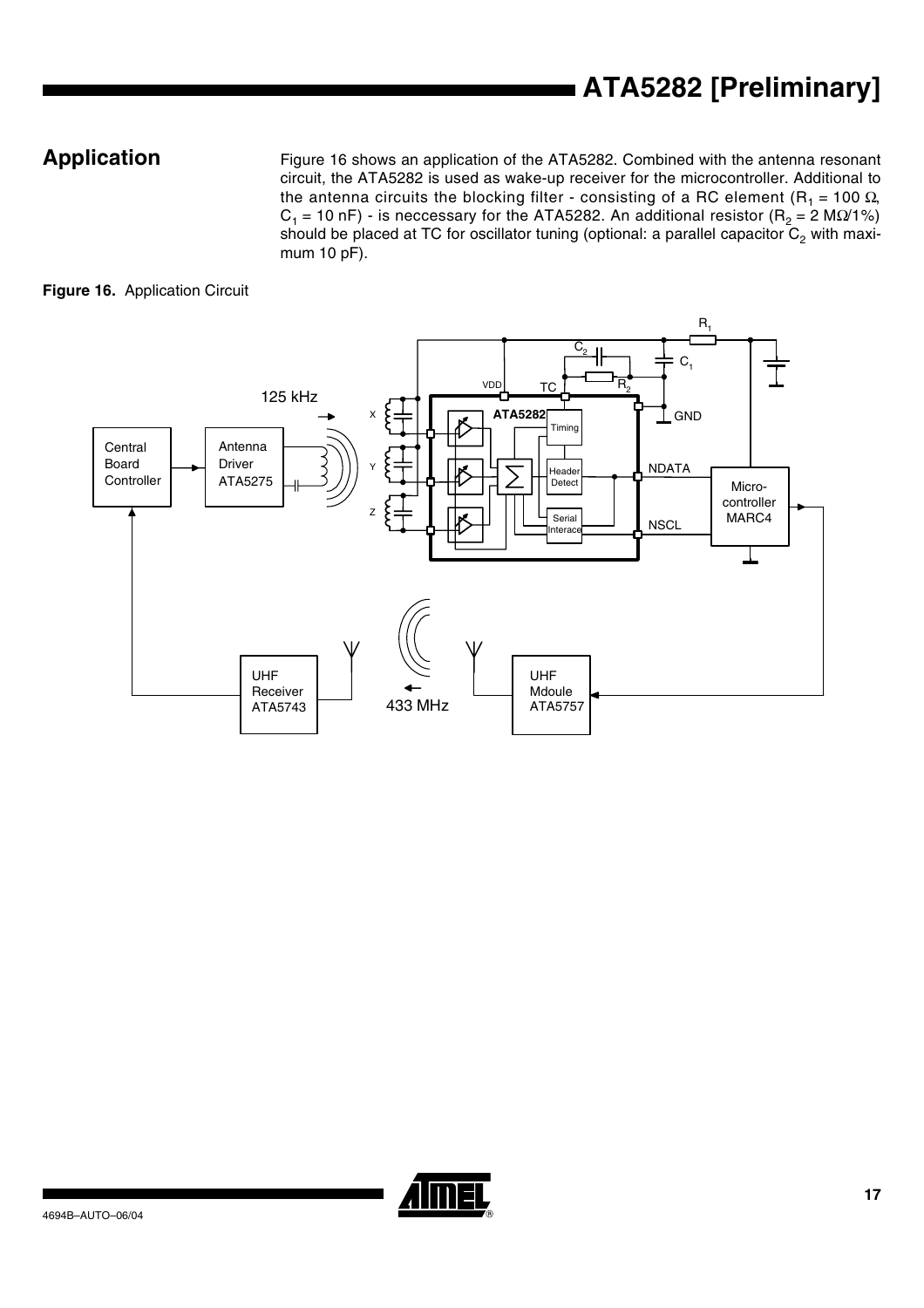## Application

Figure 16 shows an application of the ATA5282. Combined with the antenna resonant circuit, the ATA5282 is used as wake-up receiver for the microcontroller. Additional to the antenna circuits the blocking filter - consisting of a RC element ($R_1$ = 100 Ω, $C_1$ = 10 nF) - is neccessary for the ATA5282. An additional resistor ($R_2$ = 2 MΩ/1%) should be placed at TC for oscillator tuning (optional: a parallel capacitor $C_2$ with maximum 10 pF).

**Figure 16.** Application Circuit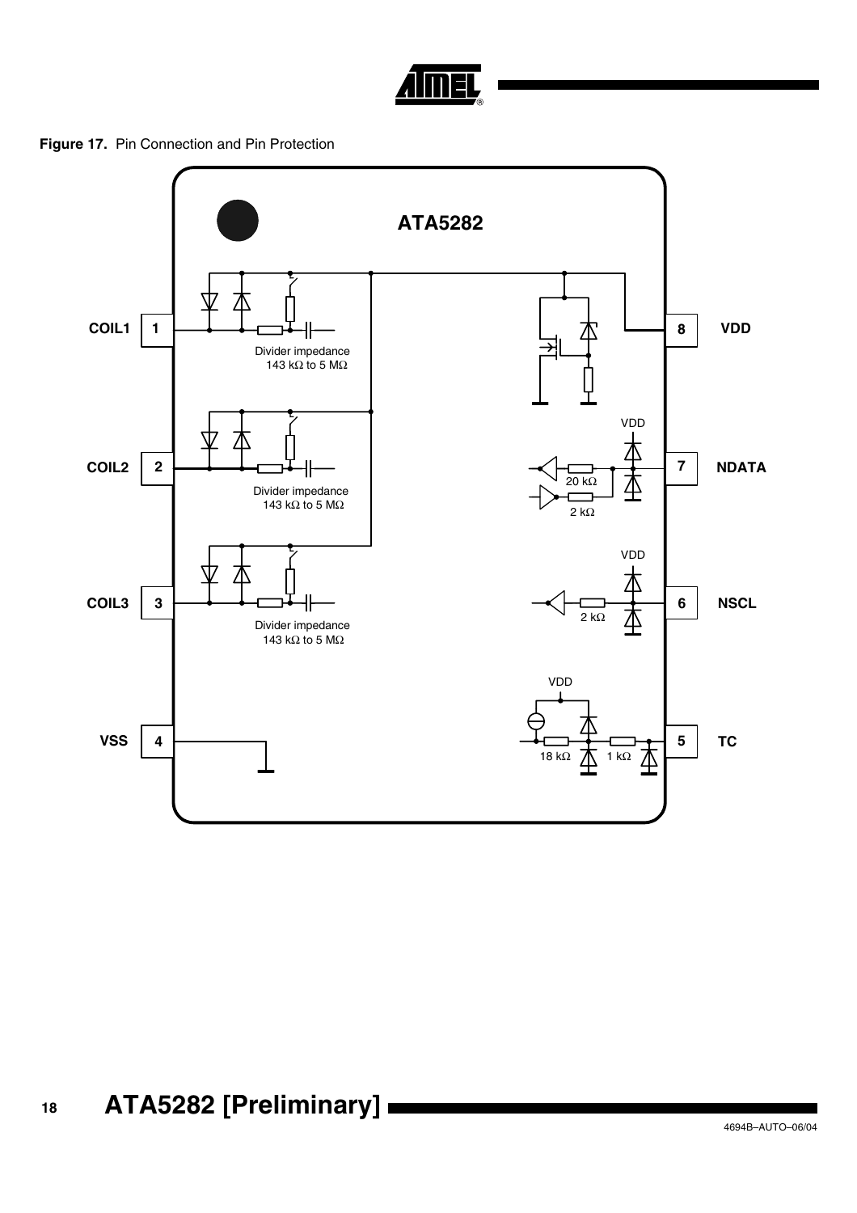**Figure 17.** Pin Connection and Pin Protection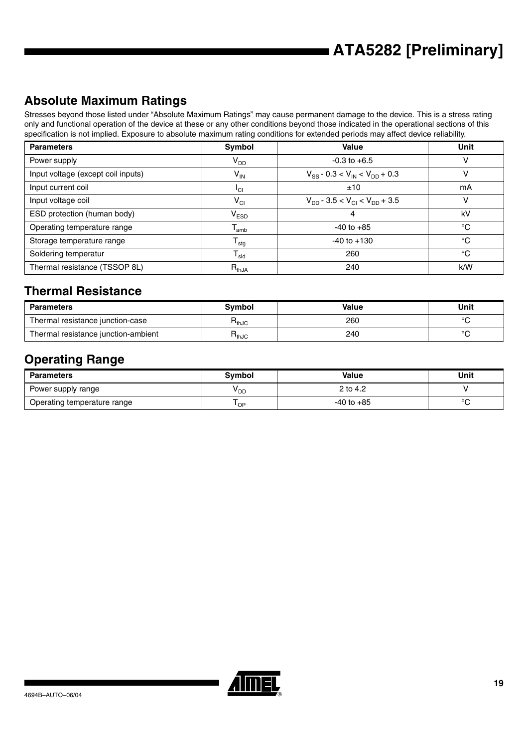## Absolute Maximum Ratings

Stresses beyond those listed under "Absolute Maximum Ratings" may cause permanent damage to the device. This is a stress rating only and functional operation of the device at these or any other conditions beyond those indicated in the operational sections of this specification is not implied. Exposure to absolute maximum rating conditions for extended periods may affect device reliability.

| Parameters | Symbol | Value | Unit |
|---|---|---|---|
| Power supply | $V_{DD}$ | -0.3 to +6.5 | V |
| Input voltage (except coil inputs) | $V_{IN}$ | $V_{SS}$ - 0.3 < $V_{IN}$ < $V_{DD}$ + 0.3 | V |
| Input current coil | $I_{CI}$ | ±10 | mA |
| Input voltage coil | $V_{CI}$ | $V_{DD}$ - 3.5 < $V_{CI}$ < $V_{DD}$ + 3.5 | V |
| ESD protection (human body) | $V_{ESD}$ | 4 | kV |
| Operating temperature range | $T_{amb}$ | -40 to +85 | °C |
| Storage temperature range | $T_{stg}$ | -40 to +130 | °C |
| Soldering temperatur | $T_{sld}$ | 260 | °C |
| Thermal resistance (TSSOP 8L) | $R_{thJA}$ | 240 | k/W |

## Thermal Resistance

| Parameters | Symbol | Value | Unit |
|---|---|---|---|
| Thermal resistance junction-case | $R_{thJC}$ | 260 | °C |
| Thermal resistance junction-ambient | $R_{thJC}$ | 240 | °C |

## Operating Range

| Parameters | Symbol | Value | Unit |
|---|---|---|---|
| Power supply range | $V_{DD}$ | 2 to 4.2 | V |
| Operating temperature range | $T_{OP}$ | -40 to +85 | °C |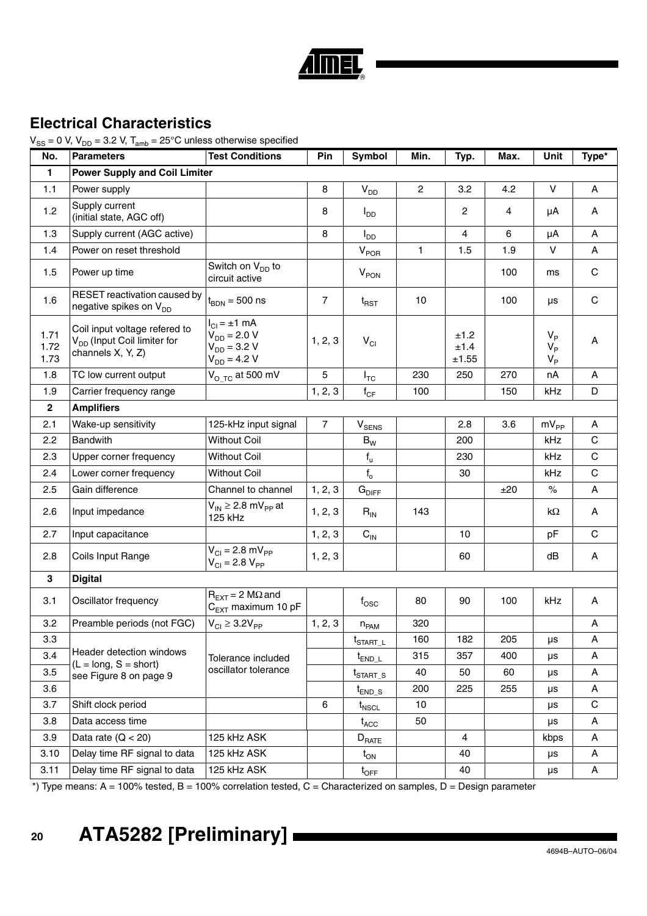## Electrical Characteristics

$V_{SS}$ = 0 V, $V_{DD}$ = 3.2 V, $T_{amb}$ = 25°C unless otherwise specified

| No. | Parameters | Test Conditions | Pin | Symbol | Min. | Typ. | Max. | Unit | Type* |
|---|---|---|---|---|---|---|---|---|---|
| **1** | **Power Supply and Coil Limiter** | | | | | | | | |
| 1.1 | Power supply | | 8 | $V_{DD}$ | 2 | 3.2 | 4.2 | V | A |
| 1.2 | Supply current (initial state, AGC off) | | 8 | $I_{DD}$ | | 2 | 4 | µA | A |
| 1.3 | Supply current (AGC active) | | 8 | $I_{DD}$ | | 4 | 6 | µA | A |
| 1.4 | Power on reset threshold | | | $V_{POR}$ | 1 | 1.5 | 1.9 | V | A |
| 1.5 | Power up time | Switch on $V_{DD}$ to circuit active | | $V_{PON}$ | | | 100 | ms | C |
| 1.6 | RESET reactivation caused by negative spikes on $V_{DD}$ | $t_{BDN}$ = 500 ns | 7 | $t_{RST}$ | 10 | | 100 | µs | C |
| 1.71<br>1.72<br>1.73 | Coil input voltage refered to $V_{DD}$ (Input Coil limiter for channels X, Y, Z) | $I_{CI}$ = ±1 mA<br>$V_{DD}$ = 2.0 V<br>$V_{DD}$ = 3.2 V<br>$V_{DD}$ = 4.2 V | 1, 2, 3 | $V_{CI}$ | | ±1.2<br>±1.4<br>±1.55 | | $V_P$<br>$V_P$<br>$V_P$ | A |
| 1.8 | TC low current output | $V_{O\_TC}$ at 500 mV | 5 | $I_{TC}$ | 230 | 250 | 270 | nA | A |
| 1.9 | Carrier frequency range | | 1, 2, 3 | $f_{CF}$ | 100 | | 150 | kHz | D |
| **2** | **Amplifiers** | | | | | | | | |
| 2.1 | Wake-up sensitivity | 125-kHz input signal | 7 | $V_{SENS}$ | | 2.8 | 3.6 | $mV_{PP}$ | A |
| 2.2 | Bandwith | Without Coil | | $B_W$ | | 200 | | kHz | C |
| 2.3 | Upper corner frequency | Without Coil | | $f_u$ | | 230 | | kHz | C |
| 2.4 | Lower corner frequency | Without Coil | | $f_o$ | | 30 | | kHz | C |
| 2.5 | Gain difference | Channel to channel | 1, 2, 3 | $G_{DIFF}$ | | | ±20 | % | A |
| 2.6 | Input impedance | $V_{IN}$ ≥ 2.8 $mV_{PP}$ at 125 kHz | 1, 2, 3 | $R_{IN}$ | 143 | | | kΩ | A |
| 2.7 | Input capacitance | | 1, 2, 3 | $C_{IN}$ | | 10 | | pF | C |
| 2.8 | Coils Input Range | $V_{CI}$ = 2.8 $mV_{PP}$<br>$V_{CI}$ = 2.8 $V_{PP}$ | 1, 2, 3 | | | 60 | | dB | A |
| **3** | **Digital** | | | | | | | | |
| 3.1 | Oscillator frequency | $R_{EXT}$ = 2 MΩ and $C_{EXT}$ maximum 10 pF | | $f_{OSC}$ | 80 | 90 | 100 | kHz | A |
| 3.2 | Preamble periods (not FGC) | $V_{CI}$ ≥ 3.2$V_{PP}$ | 1, 2, 3 | $n_{PAM}$ | 320 | | | | A |
| 3.3 | Header detection windows (L = long, S = short) see Figure 8 on page 9 | Tolerance included oscillator tolerance | | $t_{START\_L}$ | 160 | 182 | 205 | µs | A |
| 3.4 | | | | $t_{END\_L}$ | 315 | 357 | 400 | µs | A |
| 3.5 | | | | $t_{START\_S}$ | 40 | 50 | 60 | µs | A |
| 3.6 | | | | $t_{END\_S}$ | 200 | 225 | 255 | µs | A |
| 3.7 | Shift clock period | | 6 | $t_{NSCL}$ | 10 | | | µs | C |
| 3.8 | Data access time | | | $t_{ACC}$ | 50 | | | µs | A |
| 3.9 | Data rate (Q < 20) | 125 kHz ASK | | $D_{RATE}$ | | 4 | | kbps | A |
| 3.10 | Delay time RF signal to data | 125 kHz ASK | | $t_{ON}$ | | 40 | | µs | A |
| 3.11 | Delay time RF signal to data | 125 kHz ASK | | $t_{OFF}$ | | 40 | | µs | A |

*) Type means: A = 100% tested, B = 100% correlation tested, C = Characterized on samples, D = Design parameter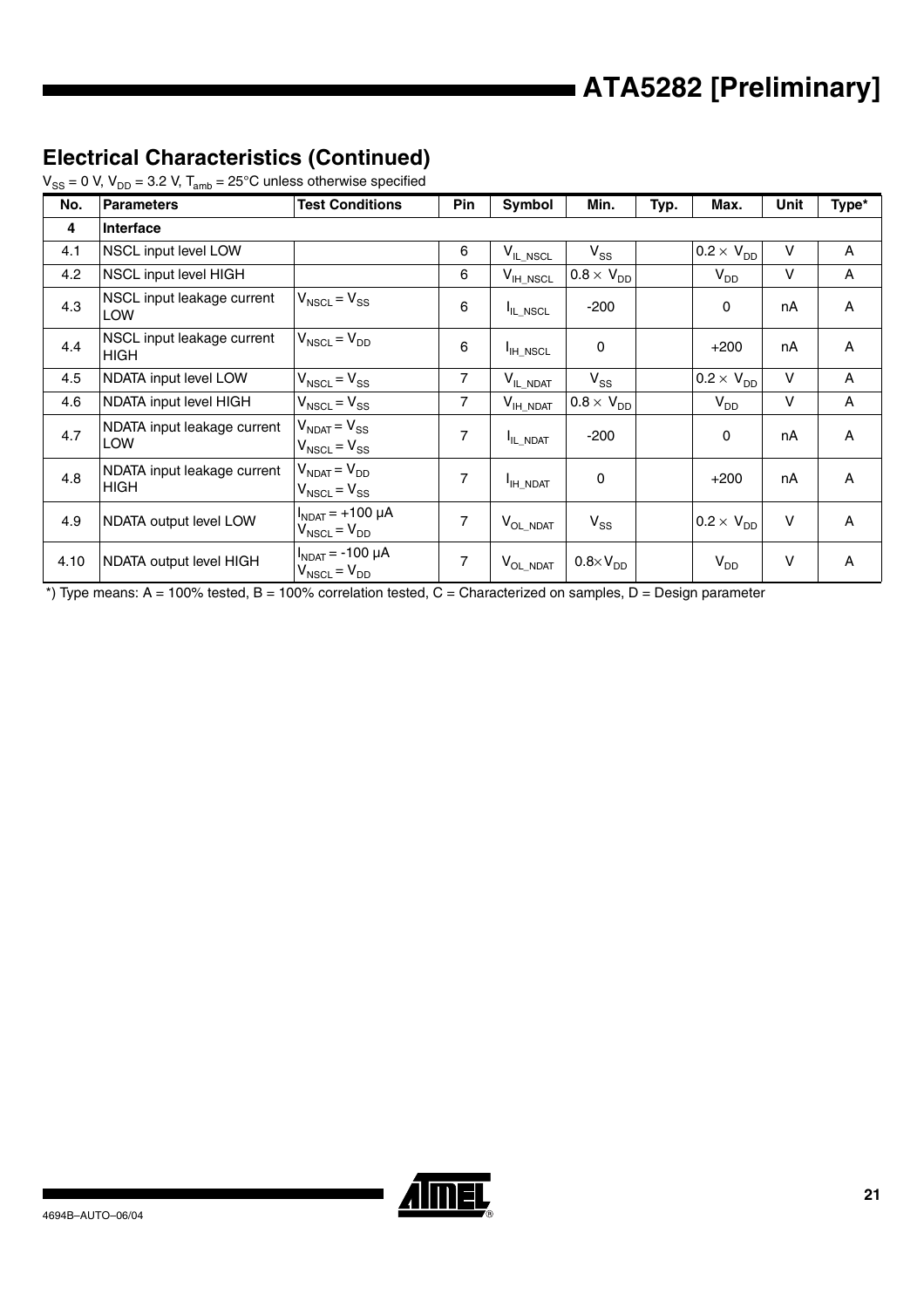## Electrical Characteristics (Continued)

$V_{SS}$ = 0 V, $V_{DD}$ = 3.2 V, $T_{amb}$ = 25°C unless otherwise specified

| No. | Parameters | Test Conditions | Pin | Symbol | Min. | Typ. | Max. | Unit | Type* |
|---|---|---|---|---|---|---|---|---|---|
| **4** | **Interface** | | | | | | | | |
| 4.1 | NSCL input level LOW | | 6 | $V_{IL\_NSCL}$ | $V_{SS}$ | | $0.2 \times V_{DD}$ | V | A |
| 4.2 | NSCL input level HIGH | | 6 | $V_{IH\_NSCL}$ | $0.8 \times V_{DD}$ | | $V_{DD}$ | V | A |
| 4.3 | NSCL input leakage current LOW | $V_{NSCL} = V_{SS}$ | 6 | $I_{IL\_NSCL}$ | -200 | | 0 | nA | A |
| 4.4 | NSCL input leakage current HIGH | $V_{NSCL} = V_{DD}$ | 6 | $I_{IH\_NSCL}$ | 0 | | +200 | nA | A |
| 4.5 | NDATA input level LOW | $V_{NSCL} = V_{SS}$ | 7 | $V_{IL\_NDAT}$ | $V_{SS}$ | | $0.2 \times V_{DD}$ | V | A |
| 4.6 | NDATA input level HIGH | $V_{NSCL} = V_{SS}$ | 7 | $V_{IH\_NDAT}$ | $0.8 \times V_{DD}$ | | $V_{DD}$ | V | A |
| 4.7 | NDATA input leakage current LOW | $V_{NDAT} = V_{SS}$ $V_{NSCL} = V_{SS}$ | 7 | $I_{IL\_NDAT}$ | -200 | | 0 | nA | A |
| 4.8 | NDATA input leakage current HIGH | $V_{NDAT} = V_{DD}$ $V_{NSCL} = V_{SS}$ | 7 | $I_{IH\_NDAT}$ | 0 | | +200 | nA | A |
| 4.9 | NDATA output level LOW | $I_{NDAT}$ = +100 µA $V_{NSCL} = V_{DD}$ | 7 | $V_{OL\_NDAT}$ | $V_{SS}$ | | $0.2 \times V_{DD}$ | V | A |
| 4.10 | NDATA output level HIGH | $I_{NDAT}$ = -100 µA $V_{NSCL} = V_{DD}$ | 7 | $V_{OL\_NDAT}$ | $0.8 \times V_{DD}$ | | $V_{DD}$ | V | A |

*) Type means: A = 100% tested, B = 100% correlation tested, C = Characterized on samples, D = Design parameter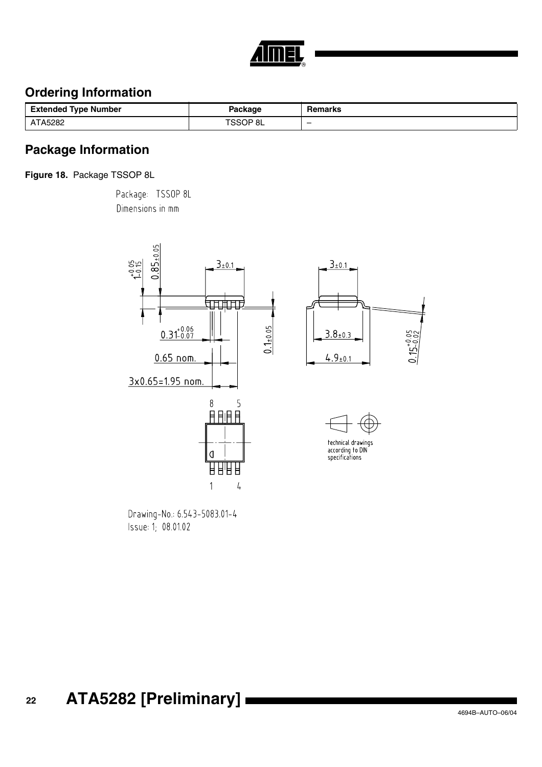## Ordering Information

| Extended Type Number | Package | Remarks |
|---|---|---|
| ATA5282 | TSSOP 8L | – |

## Package Information

**Figure 18.** Package TSSOP 8L

Package: TSSOP 8L
Dimensions in mm

technical drawings according to DIN specifications

Drawing-No.: 6.543-5083.01-4
Issue: 1; 08.01.02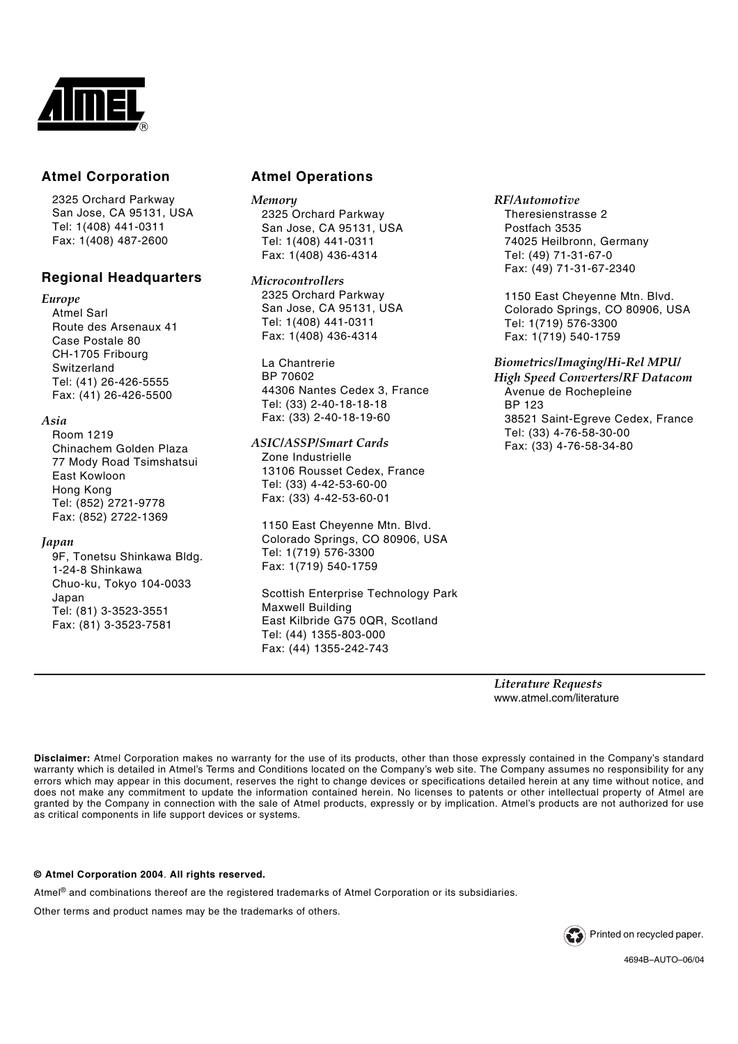## Atmel Corporation

2325 Orchard Parkway
San Jose, CA 95131, USA
Tel: 1(408) 441-0311
Fax: 1(408) 487-2600

## Regional Headquarters

*Europe*

Atmel Sarl
Route des Arsenaux 41
Case Postale 80
CH-1705 Fribourg
Switzerland
Tel: (41) 26-426-5555
Fax: (41) 26-426-5500

*Asia*

Room 1219
Chinachem Golden Plaza
77 Mody Road Tsimshatsui
East Kowloon
Hong Kong
Tel: (852) 2721-9778
Fax: (852) 2722-1369

*Japan*

9F, Tonetsu Shinkawa Bldg.
1-24-8 Shinkawa
Chuo-ku, Tokyo 104-0033
Japan
Tel: (81) 3-3523-3551
Fax: (81) 3-3523-7581

## Atmel Operations

*Memory*

2325 Orchard Parkway
San Jose, CA 95131, USA
Tel: 1(408) 441-0311
Fax: 1(408) 436-4314

*Microcontrollers*

2325 Orchard Parkway
San Jose, CA 95131, USA
Tel: 1(408) 441-0311
Fax: 1(408) 436-4314

La Chantrerie
BP 70602
44306 Nantes Cedex 3, France
Tel: (33) 2-40-18-18-18
Fax: (33) 2-40-18-19-60

*ASIC/ASSP/Smart Cards*

Zone Industrielle
13106 Rousset Cedex, France
Tel: (33) 4-42-53-60-00
Fax: (33) 4-42-53-60-01

1150 East Cheyenne Mtn. Blvd.
Colorado Springs, CO 80906, USA
Tel: 1(719) 576-3300
Fax: 1(719) 540-1759

Scottish Enterprise Technology Park
Maxwell Building
East Kilbride G75 0QR, Scotland
Tel: (44) 1355-803-000
Fax: (44) 1355-242-743

*RF/Automotive*

Theresienstrasse 2
Postfach 3535
74025 Heilbronn, Germany
Tel: (49) 71-31-67-0
Fax: (49) 71-31-67-2340

1150 East Cheyenne Mtn. Blvd.
Colorado Springs, CO 80906, USA
Tel: 1(719) 576-3300
Fax: 1(719) 540-1759

*Biometrics/Imaging/Hi-Rel MPU/ High Speed Converters/RF Datacom*

Avenue de Rochepleine
BP 123
38521 Saint-Egreve Cedex, France
Tel: (33) 4-76-58-30-00
Fax: (33) 4-76-58-34-80

*Literature Requests*
www.atmel.com/literature

**Disclaimer:** Atmel Corporation makes no warranty for the use of its products, other than those expressly contained in the Company's standard warranty which is detailed in Atmel's Terms and Conditions located on the Company's web site. The Company assumes no responsibility for any errors which may appear in this document, reserves the right to change devices or specifications detailed herein at any time without notice, and does not make any commitment to update the information contained herein. No licenses to patents or other intellectual property of Atmel are granted by the Company in connection with the sale of Atmel products, expressly or by implication. Atmel's products are not authorized for use as critical components in life support devices or systems.

**© Atmel Corporation 2004. All rights reserved.**

Atmel® and combinations thereof are the registered trademarks of Atmel Corporation or its subsidiaries.

Other terms and product names may be the trademarks of others.

Printed on recycled paper.

4694B–AUTO–06/04